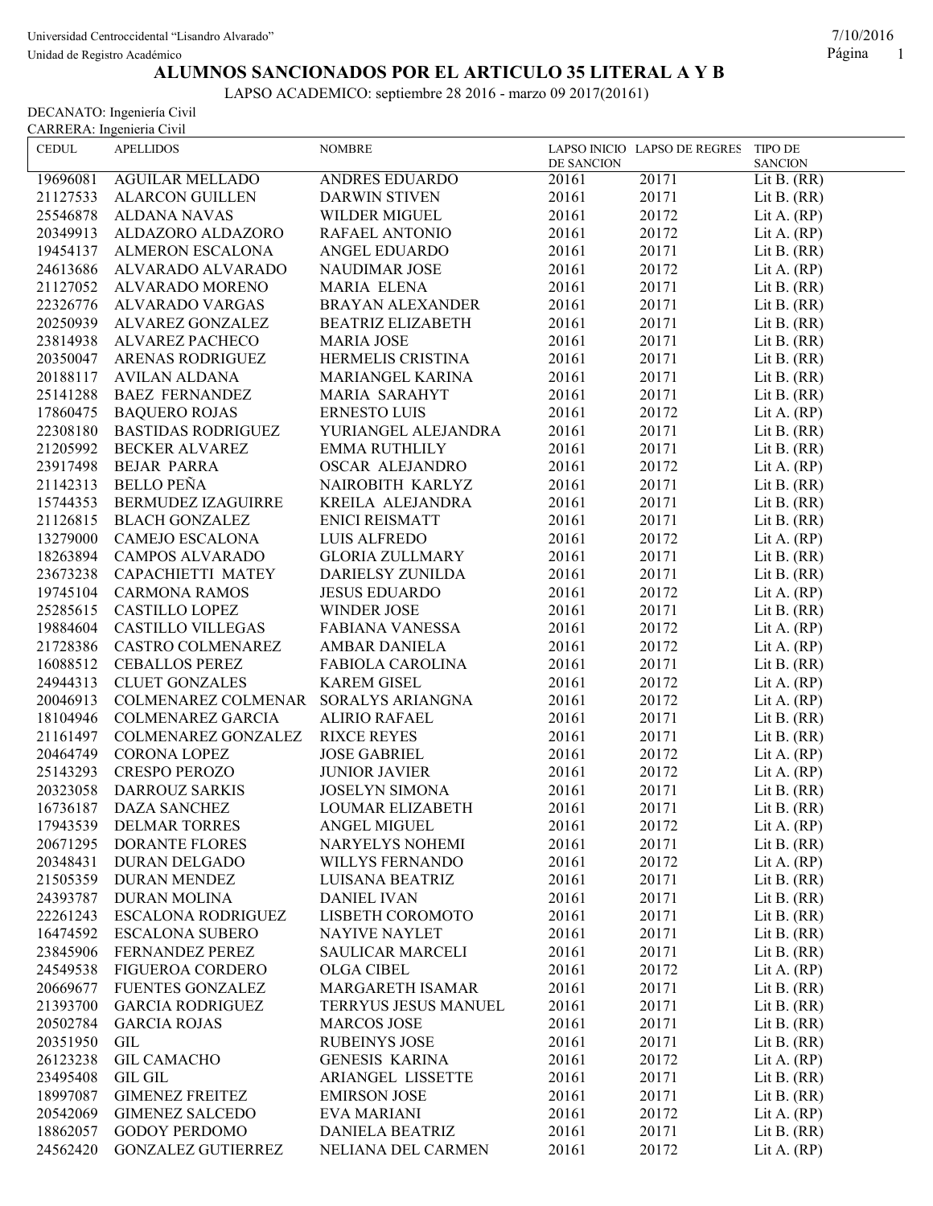Universidad Centroccidental "Lisandro Alvarado"

Unidad de Registro Académico

7/10/2016

# ALUMNOS SANCIONADOS POR EL ARTICULO 35 LITERAL A Y B

LAPSO ACADEMICO: septiembre 28 2016 - marzo 09 2017(20161)

DECANATO: Ingeniería Civil

CARRERA: Ingenieria Civil

| CEDUL | APELLIDOS | NOMBRE | LAPSO INICIO DE SANCION | LAPSO DE REGRES | TIPO DE SANCION |
|---|---|---|---|---|---|
| 19696081 | AGUILAR MELLADO | ANDRES EDUARDO | 20161 | 20171 | Lit B. (RR) |
| 21127533 | ALARCON GUILLEN | DARWIN STIVEN | 20161 | 20171 | Lit B. (RR) |
| 25546878 | ALDANA NAVAS | WILDER MIGUEL | 20161 | 20172 | Lit A. (RP) |
| 20349913 | ALDAZORO ALDAZORO | RAFAEL ANTONIO | 20161 | 20172 | Lit A. (RP) |
| 19454137 | ALMERON ESCALONA | ANGEL EDUARDO | 20161 | 20171 | Lit B. (RR) |
| 24613686 | ALVARADO ALVARADO | NAUDIMAR JOSE | 20161 | 20172 | Lit A. (RP) |
| 21127052 | ALVARADO MORENO | MARIA ELENA | 20161 | 20171 | Lit B. (RR) |
| 22326776 | ALVARADO VARGAS | BRAYAN ALEXANDER | 20161 | 20171 | Lit B. (RR) |
| 20250939 | ALVAREZ GONZALEZ | BEATRIZ ELIZABETH | 20161 | 20171 | Lit B. (RR) |
| 23814938 | ALVAREZ PACHECO | MARIA JOSE | 20161 | 20171 | Lit B. (RR) |
| 20350047 | ARENAS RODRIGUEZ | HERMELIS CRISTINA | 20161 | 20171 | Lit B. (RR) |
| 20188117 | AVILAN ALDANA | MARIANGEL KARINA | 20161 | 20171 | Lit B. (RR) |
| 25141288 | BAEZ FERNANDEZ | MARIA SARAHYT | 20161 | 20171 | Lit B. (RR) |
| 17860475 | BAQUERO ROJAS | ERNESTO LUIS | 20161 | 20172 | Lit A. (RP) |
| 22308180 | BASTIDAS RODRIGUEZ | YURIANGEL ALEJANDRA | 20161 | 20171 | Lit B. (RR) |
| 21205992 | BECKER ALVAREZ | EMMA RUTHLILY | 20161 | 20171 | Lit B. (RR) |
| 23917498 | BEJAR PARRA | OSCAR ALEJANDRO | 20161 | 20172 | Lit A. (RP) |
| 21142313 | BELLO PEÑA | NAIROBITH KARLYZ | 20161 | 20171 | Lit B. (RR) |
| 15744353 | BERMUDEZ IZAGUIRRE | KREILA ALEJANDRA | 20161 | 20171 | Lit B. (RR) |
| 21126815 | BLACH GONZALEZ | ENICI REISMATT | 20161 | 20171 | Lit B. (RR) |
| 13279000 | CAMEJO ESCALONA | LUIS ALFREDO | 20161 | 20172 | Lit A. (RP) |
| 18263894 | CAMPOS ALVARADO | GLORIA ZULLMARY | 20161 | 20171 | Lit B. (RR) |
| 23673238 | CAPACHIETTI MATEY | DARIELSY ZUNILDA | 20161 | 20171 | Lit B. (RR) |
| 19745104 | CARMONA RAMOS | JESUS EDUARDO | 20161 | 20172 | Lit A. (RP) |
| 25285615 | CASTILLO LOPEZ | WINDER JOSE | 20161 | 20171 | Lit B. (RR) |
| 19884604 | CASTILLO VILLEGAS | FABIANA VANESSA | 20161 | 20172 | Lit A. (RP) |
| 21728386 | CASTRO COLMENAREZ | AMBAR DANIELA | 20161 | 20172 | Lit A. (RP) |
| 16088512 | CEBALLOS PEREZ | FABIOLA CAROLINA | 20161 | 20171 | Lit B. (RR) |
| 24944313 | CLUET GONZALES | KAREM GISEL | 20161 | 20172 | Lit A. (RP) |
| 20046913 | COLMENAREZ COLMENAR | SORALYS ARIANGNA | 20161 | 20172 | Lit A. (RP) |
| 18104946 | COLMENAREZ GARCIA | ALIRIO RAFAEL | 20161 | 20171 | Lit B. (RR) |
| 21161497 | COLMENAREZ GONZALEZ | RIXCE REYES | 20161 | 20171 | Lit B. (RR) |
| 20464749 | CORONA LOPEZ | JOSE GABRIEL | 20161 | 20172 | Lit A. (RP) |
| 25143293 | CRESPO PEROZO | JUNIOR JAVIER | 20161 | 20172 | Lit A. (RP) |
| 20323058 | DARROUZ SARKIS | JOSELYN SIMONA | 20161 | 20171 | Lit B. (RR) |
| 16736187 | DAZA SANCHEZ | LOUMAR ELIZABETH | 20161 | 20171 | Lit B. (RR) |
| 17943539 | DELMAR TORRES | ANGEL MIGUEL | 20161 | 20172 | Lit A. (RP) |
| 20671295 | DORANTE FLORES | NARYELYS NOHEMI | 20161 | 20171 | Lit B. (RR) |
| 20348431 | DURAN DELGADO | WILLYS FERNANDO | 20161 | 20172 | Lit A. (RP) |
| 21505359 | DURAN MENDEZ | LUISANA BEATRIZ | 20161 | 20171 | Lit B. (RR) |
| 24393787 | DURAN MOLINA | DANIEL IVAN | 20161 | 20171 | Lit B. (RR) |
| 22261243 | ESCALONA RODRIGUEZ | LISBETH COROMOTO | 20161 | 20171 | Lit B. (RR) |
| 16474592 | ESCALONA SUBERO | NAYIVE NAYLET | 20161 | 20171 | Lit B. (RR) |
| 23845906 | FERNANDEZ PEREZ | SAULICAR MARCELI | 20161 | 20171 | Lit B. (RR) |
| 24549538 | FIGUEROA CORDERO | OLGA CIBEL | 20161 | 20172 | Lit A. (RP) |
| 20669677 | FUENTES GONZALEZ | MARGARETH ISAMAR | 20161 | 20171 | Lit B. (RR) |
| 21393700 | GARCIA RODRIGUEZ | TERRYUS JESUS MANUEL | 20161 | 20171 | Lit B. (RR) |
| 20502784 | GARCIA ROJAS | MARCOS JOSE | 20161 | 20171 | Lit B. (RR) |
| 20351950 | GIL | RUBEINYS JOSE | 20161 | 20171 | Lit B. (RR) |
| 26123238 | GIL CAMACHO | GENESIS KARINA | 20161 | 20172 | Lit A. (RP) |
| 23495408 | GIL GIL | ARIANGEL LISSETTE | 20161 | 20171 | Lit B. (RR) |
| 18997087 | GIMENEZ FREITEZ | EMIRSON JOSE | 20161 | 20171 | Lit B. (RR) |
| 20542069 | GIMENEZ SALCEDO | EVA MARIANI | 20161 | 20172 | Lit A. (RP) |
| 18862057 | GODOY PERDOMO | DANIELA BEATRIZ | 20161 | 20171 | Lit B. (RR) |
| 24562420 | GONZALEZ GUTIERREZ | NELIANA DEL CARMEN | 20161 | 20172 | Lit A. (RP) |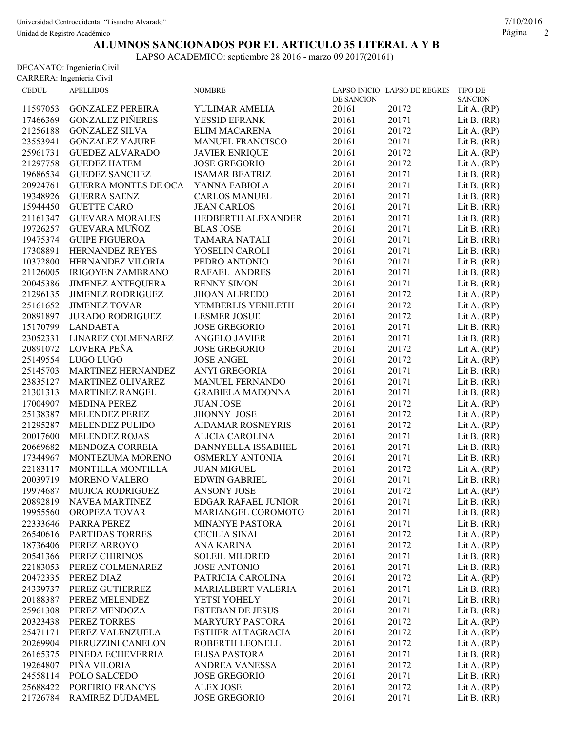# ALUMNOS SANCIONADOS POR EL ARTICULO 35 LITERAL A Y B

LAPSO ACADEMICO: septiembre 28 2016 - marzo 09 2017(20161)

DECANATO: Ingeniería Civil
CARRERA: Ingenieria Civil

| CEDUL | APELLIDOS | NOMBRE | LAPSO INICIO DE SANCION | LAPSO DE REGRES | TIPO DE SANCION |
|---|---|---|---|---|---|
| 11597053 | GONZALEZ PEREIRA | YULIMAR AMELIA | 20161 | 20172 | Lit A. (RP) |
| 17466369 | GONZALEZ PIÑERES | YESSID EFRANK | 20161 | 20171 | Lit B. (RR) |
| 21256188 | GONZALEZ SILVA | ELIM MACARENA | 20161 | 20172 | Lit A. (RP) |
| 23553941 | GONZALEZ YAJURE | MANUEL FRANCISCO | 20161 | 20171 | Lit B. (RR) |
| 25961731 | GUEDEZ ALVARADO | JAVIER ENRIQUE | 20161 | 20172 | Lit A. (RP) |
| 21297758 | GUEDEZ HATEM | JOSE GREGORIO | 20161 | 20172 | Lit A. (RP) |
| 19686534 | GUEDEZ SANCHEZ | ISAMAR BEATRIZ | 20161 | 20171 | Lit B. (RR) |
| 20924761 | GUERRA MONTES DE OCA | YANNA FABIOLA | 20161 | 20171 | Lit B. (RR) |
| 19348926 | GUERRA SAENZ | CARLOS MANUEL | 20161 | 20171 | Lit B. (RR) |
| 15944450 | GUETTE CARO | JEAN CARLOS | 20161 | 20171 | Lit B. (RR) |
| 21161347 | GUEVARA MORALES | HEDBERTH ALEXANDER | 20161 | 20171 | Lit B. (RR) |
| 19726257 | GUEVARA MUÑOZ | BLAS JOSE | 20161 | 20171 | Lit B. (RR) |
| 19475374 | GUIPE FIGUEROA | TAMARA NATALI | 20161 | 20171 | Lit B. (RR) |
| 17308891 | HERNANDEZ REYES | YOSELIN CAROLI | 20161 | 20171 | Lit B. (RR) |
| 10372800 | HERNANDEZ VILORIA | PEDRO ANTONIO | 20161 | 20171 | Lit B. (RR) |
| 21126005 | IRIGOYEN ZAMBRANO | RAFAEL ANDRES | 20161 | 20171 | Lit B. (RR) |
| 20045386 | JIMENEZ ANTEQUERA | RENNY SIMON | 20161 | 20171 | Lit B. (RR) |
| 21296135 | JIMENEZ RODRIGUEZ | JHOAN ALFREDO | 20161 | 20172 | Lit A. (RP) |
| 25161652 | JIMENEZ TOVAR | YEMBERLIS YENILETH | 20161 | 20172 | Lit A. (RP) |
| 20891897 | JURADO RODRIGUEZ | LESMER JOSUE | 20161 | 20172 | Lit A. (RP) |
| 15170799 | LANDAETA | JOSE GREGORIO | 20161 | 20171 | Lit B. (RR) |
| 23052331 | LINAREZ COLMENAREZ | ANGELO JAVIER | 20161 | 20171 | Lit B. (RR) |
| 20891072 | LOVERA PEÑA | JOSE GREGORIO | 20161 | 20172 | Lit A. (RP) |
| 25149554 | LUGO LUGO | JOSE ANGEL | 20161 | 20172 | Lit A. (RP) |
| 25145703 | MARTINEZ HERNANDEZ | ANYI GREGORIA | 20161 | 20171 | Lit B. (RR) |
| 23835127 | MARTINEZ OLIVAREZ | MANUEL FERNANDO | 20161 | 20171 | Lit B. (RR) |
| 21301313 | MARTINEZ RANGEL | GRABIELA MADONNA | 20161 | 20171 | Lit B. (RR) |
| 17004907 | MEDINA PEREZ | JUAN JOSE | 20161 | 20172 | Lit A. (RP) |
| 25138387 | MELENDEZ PEREZ | JHONNY JOSE | 20161 | 20172 | Lit A. (RP) |
| 21295287 | MELENDEZ PULIDO | AIDAMAR ROSNEYRIS | 20161 | 20172 | Lit A. (RP) |
| 20017600 | MELENDEZ ROJAS | ALICIA CAROLINA | 20161 | 20171 | Lit B. (RR) |
| 20669682 | MENDOZA CORREIA | DANNYELLA ISSABHEL | 20161 | 20171 | Lit B. (RR) |
| 17344967 | MONTEZUMA MORENO | OSMERLY ANTONIA | 20161 | 20171 | Lit B. (RR) |
| 22183117 | MONTILLA MONTILLA | JUAN MIGUEL | 20161 | 20172 | Lit A. (RP) |
| 20039719 | MORENO VALERO | EDWIN GABRIEL | 20161 | 20171 | Lit B. (RR) |
| 19974687 | MUJICA RODRIGUEZ | ANSONY JOSE | 20161 | 20172 | Lit A. (RP) |
| 20892819 | NAVEA MARTINEZ | EDGAR RAFAEL JUNIOR | 20161 | 20171 | Lit B. (RR) |
| 19955560 | OROPEZA TOVAR | MARIANGEL COROMOTO | 20161 | 20171 | Lit B. (RR) |
| 22333646 | PARRA PEREZ | MINANYE PASTORA | 20161 | 20171 | Lit B. (RR) |
| 26540616 | PARTIDAS TORRES | CECILIA SINAI | 20161 | 20172 | Lit A. (RP) |
| 18736406 | PEREZ ARROYO | ANA KARINA | 20161 | 20172 | Lit A. (RP) |
| 20541366 | PEREZ CHIRINOS | SOLEIL MILDRED | 20161 | 20171 | Lit B. (RR) |
| 22183053 | PEREZ COLMENAREZ | JOSE ANTONIO | 20161 | 20171 | Lit B. (RR) |
| 20472335 | PEREZ DIAZ | PATRICIA CAROLINA | 20161 | 20172 | Lit A. (RP) |
| 24339737 | PEREZ GUTIERREZ | MARIALBERT VALERIA | 20161 | 20171 | Lit B. (RR) |
| 20188387 | PEREZ MELENDEZ | YETSI YOHELY | 20161 | 20171 | Lit B. (RR) |
| 25961308 | PEREZ MENDOZA | ESTEBAN DE JESUS | 20161 | 20171 | Lit B. (RR) |
| 20323438 | PEREZ TORRES | MARYURY PASTORA | 20161 | 20172 | Lit A. (RP) |
| 25471171 | PEREZ VALENZUELA | ESTHER ALTAGRACIA | 20161 | 20172 | Lit A. (RP) |
| 20269904 | PIERUZZINI CANELON | ROBERTH LEONELL | 20161 | 20172 | Lit A. (RP) |
| 26165375 | PINEDA ECHEVERRIA | ELISA PASTORA | 20161 | 20171 | Lit B. (RR) |
| 19264807 | PIÑA VILORIA | ANDREA VANESSA | 20161 | 20172 | Lit A. (RP) |
| 24558114 | POLO SALCEDO | JOSE GREGORIO | 20161 | 20171 | Lit B. (RR) |
| 25688422 | PORFIRIO FRANCYS | ALEX JOSE | 20161 | 20172 | Lit A. (RP) |
| 21726784 | RAMIREZ DUDAMEL | JOSE GREGORIO | 20161 | 20171 | Lit B. (RR) |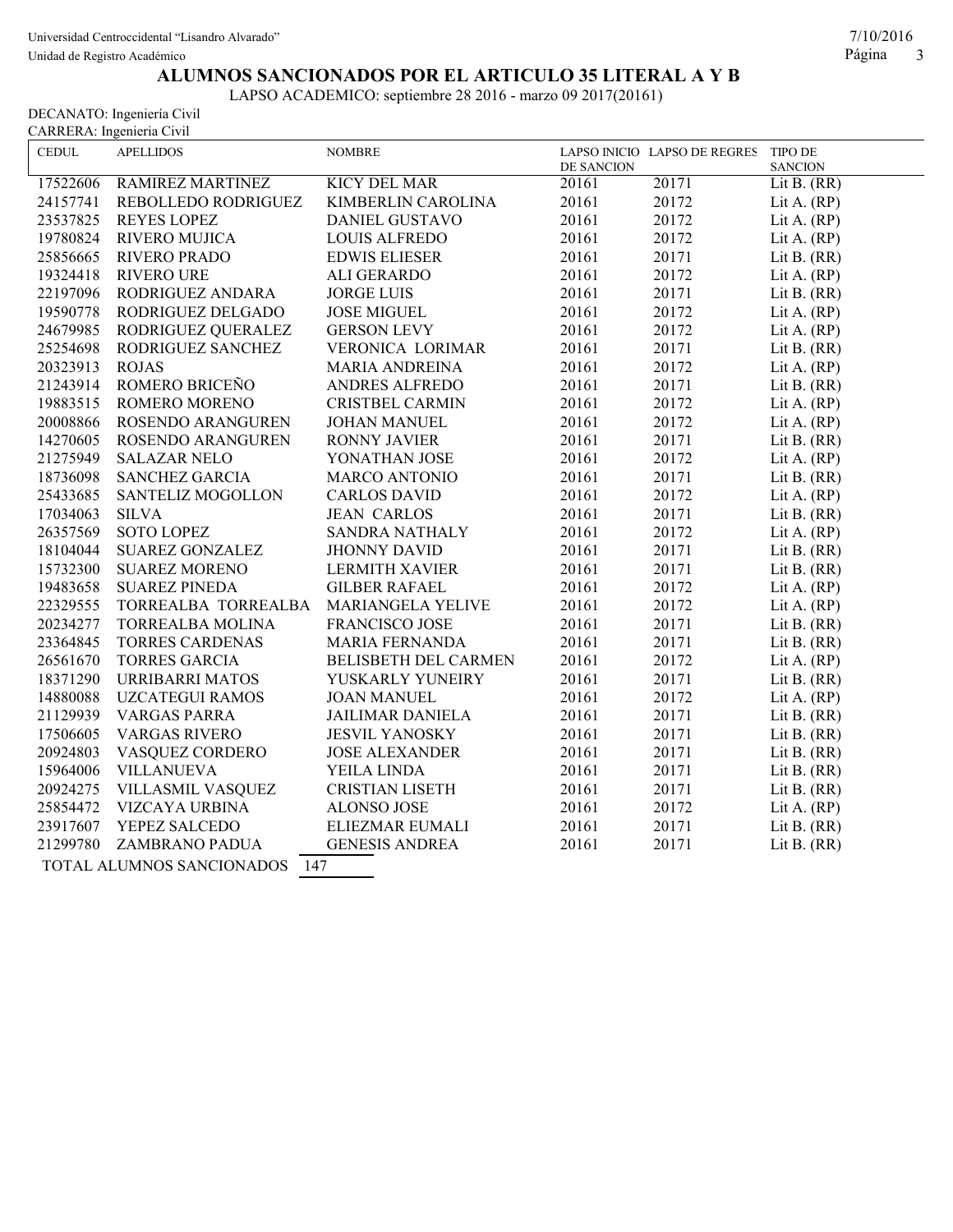Universidad Centroccidental "Lisandro Alvarado"

Unidad de Registro Académico

7/10/2016

## ALUMNOS SANCIONADOS POR EL ARTICULO 35 LITERAL A Y B

LAPSO ACADEMICO: septiembre 28 2016 - marzo 09 2017(20161)

DECANATO: Ingeniería Civil

CARRERA: Ingenieria Civil

| CEDUL | APELLIDOS | NOMBRE | LAPSO INICIO DE SANCION | LAPSO DE REGRES | TIPO DE SANCION |
|---|---|---|---|---|---|
| 17522606 | RAMIREZ MARTINEZ | KICY DEL MAR | 20161 | 20171 | Lit B. (RR) |
| 24157741 | REBOLLEDO RODRIGUEZ | KIMBERLIN CAROLINA | 20161 | 20172 | Lit A. (RP) |
| 23537825 | REYES LOPEZ | DANIEL GUSTAVO | 20161 | 20172 | Lit A. (RP) |
| 19780824 | RIVERO MUJICA | LOUIS ALFREDO | 20161 | 20172 | Lit A. (RP) |
| 25856665 | RIVERO PRADO | EDWIS ELIESER | 20161 | 20171 | Lit B. (RR) |
| 19324418 | RIVERO URE | ALI GERARDO | 20161 | 20172 | Lit A. (RP) |
| 22197096 | RODRIGUEZ ANDARA | JORGE LUIS | 20161 | 20171 | Lit B. (RR) |
| 19590778 | RODRIGUEZ DELGADO | JOSE MIGUEL | 20161 | 20172 | Lit A. (RP) |
| 24679985 | RODRIGUEZ QUERALEZ | GERSON LEVY | 20161 | 20172 | Lit A. (RP) |
| 25254698 | RODRIGUEZ SANCHEZ | VERONICA LORIMAR | 20161 | 20171 | Lit B. (RR) |
| 20323913 | ROJAS | MARIA ANDREINA | 20161 | 20172 | Lit A. (RP) |
| 21243914 | ROMERO BRICEÑO | ANDRES ALFREDO | 20161 | 20171 | Lit B. (RR) |
| 19883515 | ROMERO MORENO | CRISTBEL CARMIN | 20161 | 20172 | Lit A. (RP) |
| 20008866 | ROSENDO ARANGUREN | JOHAN MANUEL | 20161 | 20172 | Lit A. (RP) |
| 14270605 | ROSENDO ARANGUREN | RONNY JAVIER | 20161 | 20171 | Lit B. (RR) |
| 21275949 | SALAZAR NELO | YONATHAN JOSE | 20161 | 20172 | Lit A. (RP) |
| 18736098 | SANCHEZ GARCIA | MARCO ANTONIO | 20161 | 20171 | Lit B. (RR) |
| 25433685 | SANTELIZ MOGOLLON | CARLOS DAVID | 20161 | 20172 | Lit A. (RP) |
| 17034063 | SILVA | JEAN CARLOS | 20161 | 20171 | Lit B. (RR) |
| 26357569 | SOTO LOPEZ | SANDRA NATHALY | 20161 | 20172 | Lit A. (RP) |
| 18104044 | SUAREZ GONZALEZ | JHONNY DAVID | 20161 | 20171 | Lit B. (RR) |
| 15732300 | SUAREZ MORENO | LERMITH XAVIER | 20161 | 20171 | Lit B. (RR) |
| 19483658 | SUAREZ PINEDA | GILBER RAFAEL | 20161 | 20172 | Lit A. (RP) |
| 22329555 | TORREALBA TORREALBA | MARIANGELA YELIVE | 20161 | 20172 | Lit A. (RP) |
| 20234277 | TORREALBA MOLINA | FRANCISCO JOSE | 20161 | 20171 | Lit B. (RR) |
| 23364845 | TORRES CARDENAS | MARIA FERNANDA | 20161 | 20171 | Lit B. (RR) |
| 26561670 | TORRES GARCIA | BELISBETH DEL CARMEN | 20161 | 20172 | Lit A. (RP) |
| 18371290 | URRIBARRI MATOS | YUSKARLY YUNEIRY | 20161 | 20171 | Lit B. (RR) |
| 14880088 | UZCATEGUI RAMOS | JOAN MANUEL | 20161 | 20172 | Lit A. (RP) |
| 21129939 | VARGAS PARRA | JAILIMAR DANIELA | 20161 | 20171 | Lit B. (RR) |
| 17506605 | VARGAS RIVERO | JESVIL YANOSKY | 20161 | 20171 | Lit B. (RR) |
| 20924803 | VASQUEZ CORDERO | JOSE ALEXANDER | 20161 | 20171 | Lit B. (RR) |
| 15964006 | VILLANUEVA | YEILA LINDA | 20161 | 20171 | Lit B. (RR) |
| 20924275 | VILLASMIL VASQUEZ | CRISTIAN LISETH | 20161 | 20171 | Lit B. (RR) |
| 25854472 | VIZCAYA URBINA | ALONSO JOSE | 20161 | 20172 | Lit A. (RP) |
| 23917607 | YEPEZ SALCEDO | ELIEZMAR EUMALI | 20161 | 20171 | Lit B. (RR) |
| 21299780 | ZAMBRANO PADUA | GENESIS ANDREA | 20161 | 20171 | Lit B. (RR) |

TOTAL ALUMNOS SANCIONADOS 147